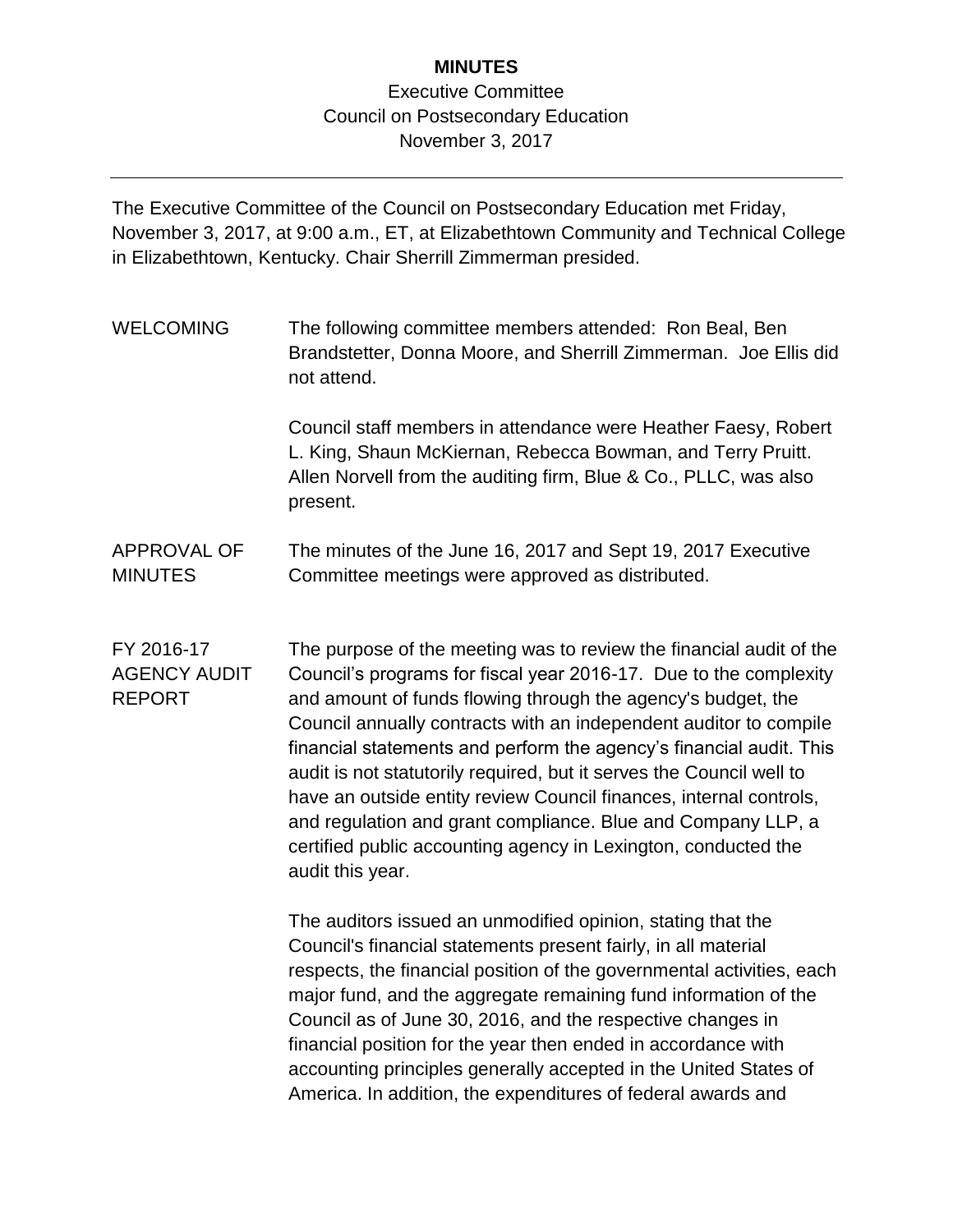# MINUTES

Executive Committee
Council on Postsecondary Education
November 3, 2017

---

The Executive Committee of the Council on Postsecondary Education met Friday, November 3, 2017, at 9:00 a.m., ET, at Elizabethtown Community and Technical College in Elizabethtown, Kentucky. Chair Sherrill Zimmerman presided.

**WELCOMING**

The following committee members attended: Ron Beal, Ben Brandstetter, Donna Moore, and Sherrill Zimmerman. Joe Ellis did not attend.

Council staff members in attendance were Heather Faesy, Robert L. King, Shaun McKiernan, Rebecca Bowman, and Terry Pruitt. Allen Norvell from the auditing firm, Blue & Co., PLLC, was also present.

**APPROVAL OF MINUTES**

The minutes of the June 16, 2017 and Sept 19, 2017 Executive Committee meetings were approved as distributed.

**FY 2016-17 AGENCY AUDIT REPORT**

The purpose of the meeting was to review the financial audit of the Council's programs for fiscal year 2016-17. Due to the complexity and amount of funds flowing through the agency's budget, the Council annually contracts with an independent auditor to compile financial statements and perform the agency's financial audit. This audit is not statutorily required, but it serves the Council well to have an outside entity review Council finances, internal controls, and regulation and grant compliance. Blue and Company LLP, a certified public accounting agency in Lexington, conducted the audit this year.

The auditors issued an unmodified opinion, stating that the Council's financial statements present fairly, in all material respects, the financial position of the governmental activities, each major fund, and the aggregate remaining fund information of the Council as of June 30, 2016, and the respective changes in financial position for the year then ended in accordance with accounting principles generally accepted in the United States of America. In addition, the expenditures of federal awards and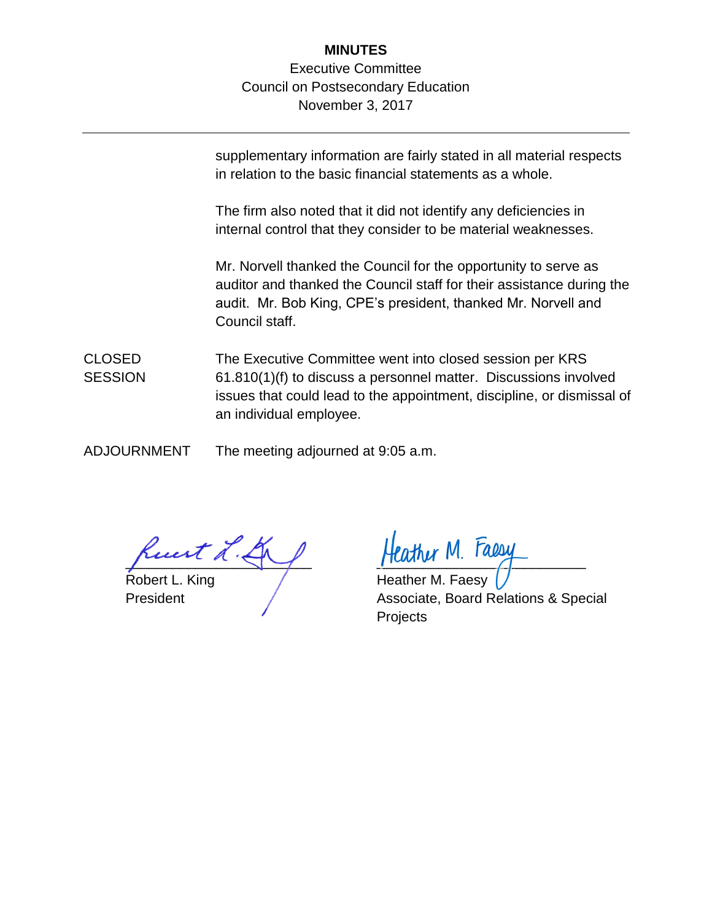**MINUTES**

Executive Committee
Council on Postsecondary Education
November 3, 2017

---

supplementary information are fairly stated in all material respects in relation to the basic financial statements as a whole.

The firm also noted that it did not identify any deficiencies in internal control that they consider to be material weaknesses.

Mr. Norvell thanked the Council for the opportunity to serve as auditor and thanked the Council staff for their assistance during the audit. Mr. Bob King, CPE's president, thanked Mr. Norvell and Council staff.

CLOSED SESSION

The Executive Committee went into closed session per KRS 61.810(1)(f) to discuss a personnel matter. Discussions involved issues that could lead to the appointment, discipline, or dismissal of an individual employee.

ADJOURNMENT

The meeting adjourned at 9:05 a.m.

Robert L. King
President

Heather M. Faesy
Associate, Board Relations & Special Projects